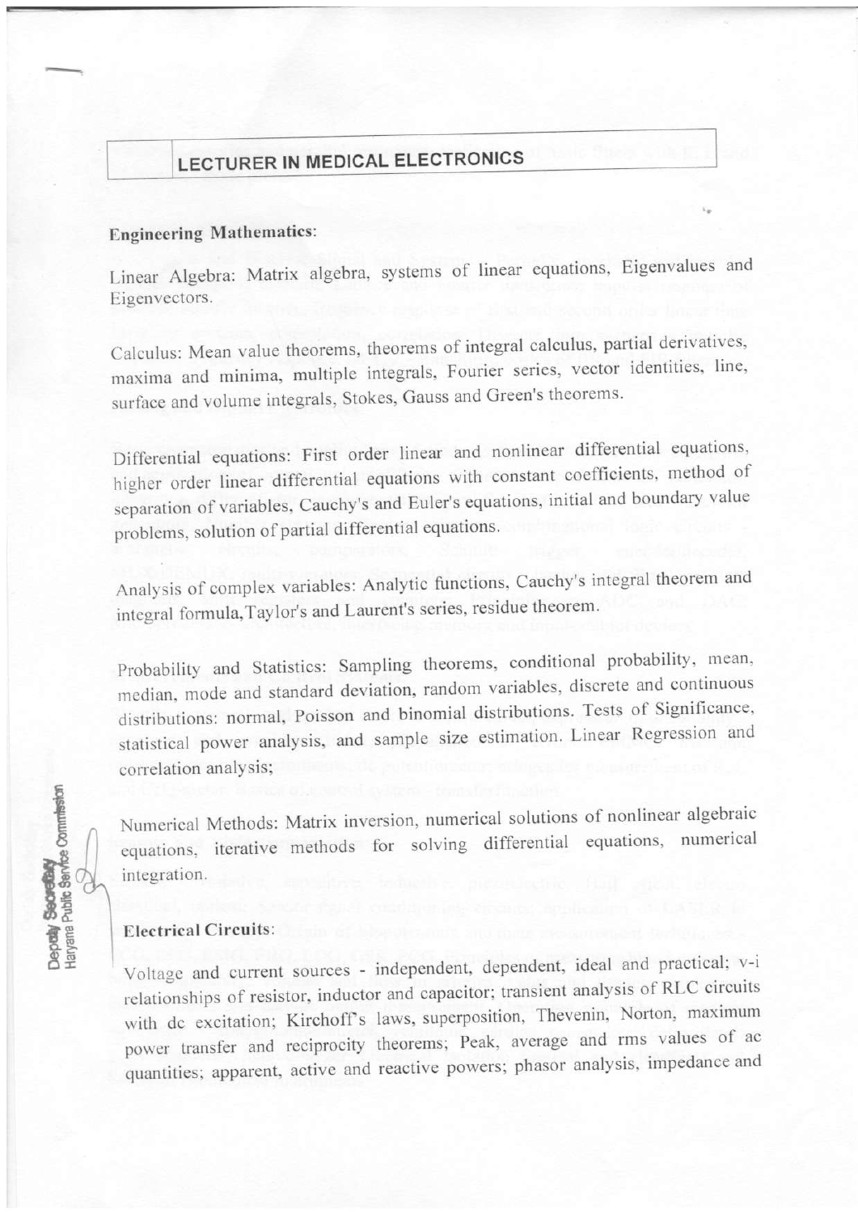## LECTURER IN MEDICAL ELECTRONICS

**Engineering Mathematics:**

Linear Algebra: Matrix algebra, systems of linear equations, Eigenvalues and Eigenvectors.

Calculus: Mean value theorems, theorems of integral calculus, partial derivatives, maxima and minima, multiple integrals, Fourier series, vector identities, line, surface and volume integrals, Stokes, Gauss and Green's theorems.

Differential equations: First order linear and nonlinear differential equations, higher order linear differential equations with constant coefficients, method of separation of variables, Cauchy's and Euler's equations, initial and boundary value problems, solution of partial differential equations.

Analysis of complex variables: Analytic functions, Cauchy's integral theorem and integral formula,Taylor's and Laurent's series, residue theorem.

Probability and Statistics: Sampling theorems, conditional probability, mean, median, mode and standard deviation, random variables, discrete and continuous distributions: normal, Poisson and binomial distributions. Tests of Significance, statistical power analysis, and sample size estimation. Linear Regression and correlation analysis;

Numerical Methods: Matrix inversion, numerical solutions of nonlinear algebraic equations, iterative methods for solving differential equations, numerical integration.

**Electrical Circuits:**

Voltage and current sources - independent, dependent, ideal and practical; v-i relationships of resistor, inductor and capacitor; transient analysis of RLC circuits with dc excitation; Kirchoff's laws, superposition, Thevenin, Norton, maximum power transfer and reciprocity theorems; Peak, average and rms values of ac quantities; apparent, active and reactive powers; phasor analysis, impedance and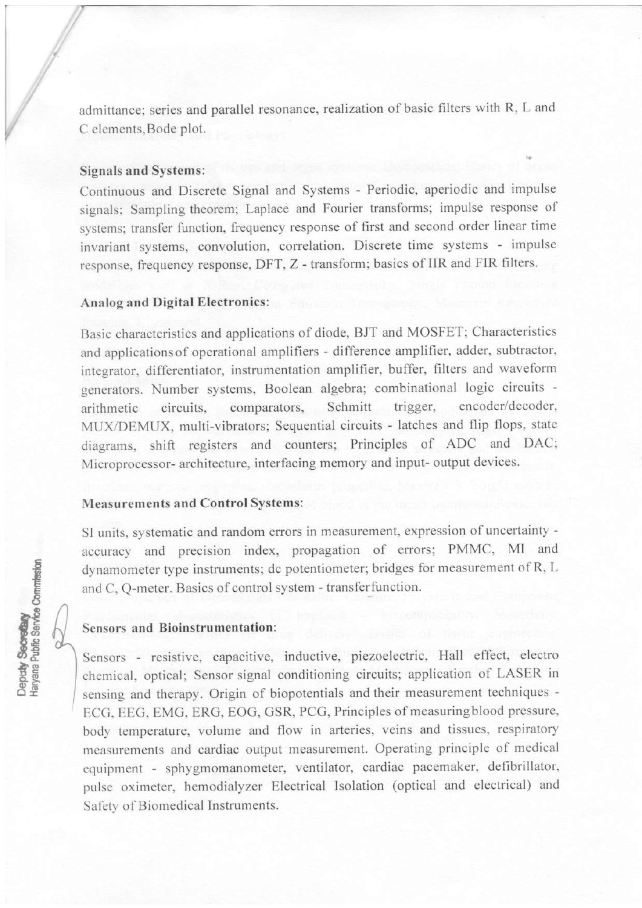admittance; series and parallel resonance, realization of basic filters with R, L and C elements, Bode plot.

**Signals and Systems:**

Continuous and Discrete Signal and Systems - Periodic, aperiodic and impulse signals; Sampling theorem; Laplace and Fourier transforms; impulse response of systems; transfer function, frequency response of first and second order linear time invariant systems, convolution, correlation. Discrete time systems - impulse response, frequency response, DFT, Z - transform; basics of IIR and FIR filters.

**Analog and Digital Electronics:**

Basic characteristics and applications of diode, BJT and MOSFET; Characteristics and applications of operational amplifiers - difference amplifier, adder, subtractor, integrator, differentiator, instrumentation amplifier, buffer, filters and waveform generators. Number systems, Boolean algebra; combinational logic circuits - arithmetic circuits, comparators, Schmitt trigger, encoder/decoder, MUX/DEMUX, multi-vibrators; Sequential circuits - latches and flip flops, state diagrams, shift registers and counters; Principles of ADC and DAC; Microprocessor- architecture, interfacing memory and input- output devices.

**Measurements and Control Systems:**

SI units, systematic and random errors in measurement, expression of uncertainty - accuracy and precision index, propagation of errors; PMMC, MI and dynamometer type instruments; dc potentiometer; bridges for measurement of R, L and C, Q-meter. Basics of control system - transfer function.

**Sensors and Bioinstrumentation:**

Sensors - resistive, capacitive, inductive, piezoelectric, Hall effect, electro chemical, optical; Sensor signal conditioning circuits; application of LASER in sensing and therapy. Origin of biopotentials and their measurement techniques - ECG, EEG, EMG, ERG, EOG, GSR, PCG, Principles of measuring blood pressure, body temperature, volume and flow in arteries, veins and tissues, respiratory measurements and cardiac output measurement. Operating principle of medical equipment - sphygmomanometer, ventilator, cardiac pacemaker, defibrillator, pulse oximeter, hemodialyzer Electrical Isolation (optical and electrical) and Safety of Biomedical Instruments.

Deputy Secretary
Haryana Public Service Commission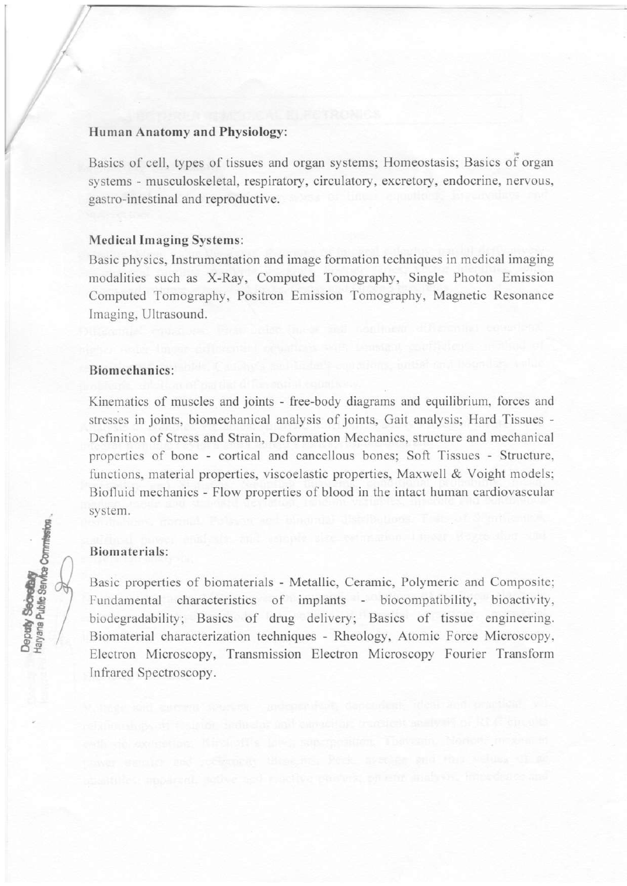**Human Anatomy and Physiology:**

Basics of cell, types of tissues and organ systems; Homeostasis; Basics of organ systems - musculoskeletal, respiratory, circulatory, excretory, endocrine, nervous, gastro-intestinal and reproductive.

**Medical Imaging Systems:**

Basic physics, Instrumentation and image formation techniques in medical imaging modalities such as X-Ray, Computed Tomography, Single Photon Emission Computed Tomography, Positron Emission Tomography, Magnetic Resonance Imaging, Ultrasound.

**Biomechanics:**

Kinematics of muscles and joints - free-body diagrams and equilibrium, forces and stresses in joints, biomechanical analysis of joints, Gait analysis; Hard Tissues - Definition of Stress and Strain, Deformation Mechanics, structure and mechanical properties of bone - cortical and cancellous bones; Soft Tissues - Structure, functions, material properties, viscoelastic properties, Maxwell & Voight models; Biofluid mechanics - Flow properties of blood in the intact human cardiovascular system.

**Biomaterials:**

Basic properties of biomaterials - Metallic, Ceramic, Polymeric and Composite; Fundamental characteristics of implants - biocompatibility, bioactivity, biodegradability; Basics of drug delivery; Basics of tissue engineering. Biomaterial characterization techniques - Rheology, Atomic Force Microscopy, Electron Microscopy, Transmission Electron Microscopy Fourier Transform Infrared Spectroscopy.